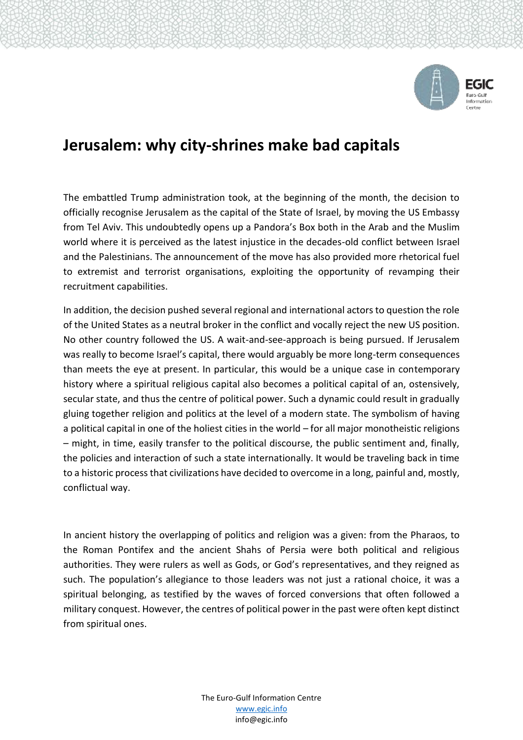# Jerusalem: why city-shrines make bad capitals

The embattled Trump administration took, at the beginning of the month, the decision to officially recognise Jerusalem as the capital of the State of Israel, by moving the US Embassy from Tel Aviv. This undoubtedly opens up a Pandora's Box both in the Arab and the Muslim world where it is perceived as the latest injustice in the decades-old conflict between Israel and the Palestinians. The announcement of the move has also provided more rhetorical fuel to extremist and terrorist organisations, exploiting the opportunity of revamping their recruitment capabilities.

In addition, the decision pushed several regional and international actors to question the role of the United States as a neutral broker in the conflict and vocally reject the new US position. No other country followed the US. A wait-and-see-approach is being pursued. If Jerusalem was really to become Israel's capital, there would arguably be more long-term consequences than meets the eye at present. In particular, this would be a unique case in contemporary history where a spiritual religious capital also becomes a political capital of an, ostensively, secular state, and thus the centre of political power. Such a dynamic could result in gradually gluing together religion and politics at the level of a modern state. The symbolism of having a political capital in one of the holiest cities in the world – for all major monotheistic religions – might, in time, easily transfer to the political discourse, the public sentiment and, finally, the policies and interaction of such a state internationally. It would be traveling back in time to a historic process that civilizations have decided to overcome in a long, painful and, mostly, conflictual way.

In ancient history the overlapping of politics and religion was a given: from the Pharaos, to the Roman Pontifex and the ancient Shahs of Persia were both political and religious authorities. They were rulers as well as Gods, or God's representatives, and they reigned as such. The population's allegiance to those leaders was not just a rational choice, it was a spiritual belonging, as testified by the waves of forced conversions that often followed a military conquest. However, the centres of political power in the past were often kept distinct from spiritual ones.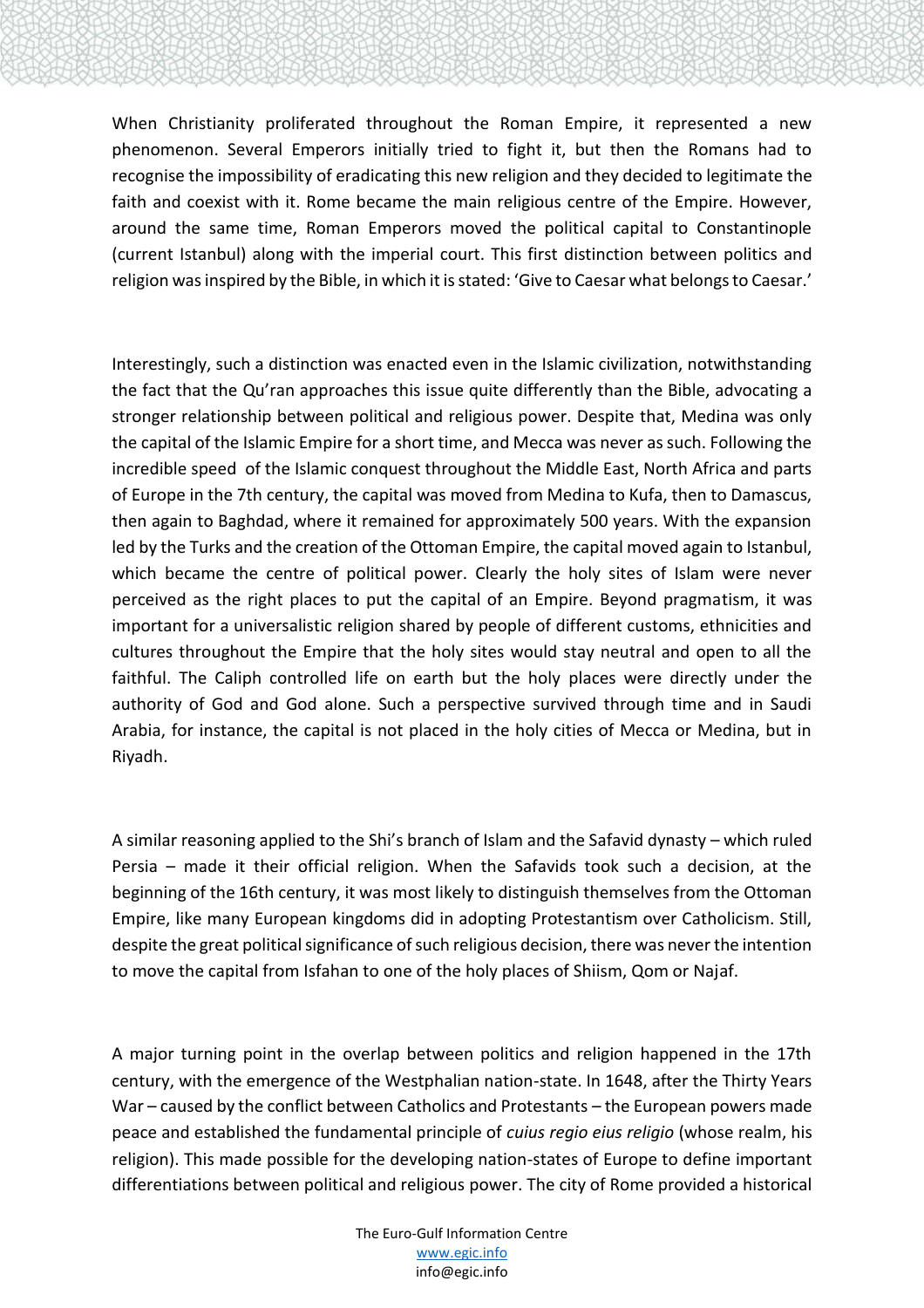When Christianity proliferated throughout the Roman Empire, it represented a new phenomenon. Several Emperors initially tried to fight it, but then the Romans had to recognise the impossibility of eradicating this new religion and they decided to legitimate the faith and coexist with it. Rome became the main religious centre of the Empire. However, around the same time, Roman Emperors moved the political capital to Constantinople (current Istanbul) along with the imperial court. This first distinction between politics and religion was inspired by the Bible, in which it is stated: 'Give to Caesar what belongs to Caesar.'

Interestingly, such a distinction was enacted even in the Islamic civilization, notwithstanding the fact that the Qu'ran approaches this issue quite differently than the Bible, advocating a stronger relationship between political and religious power. Despite that, Medina was only the capital of the Islamic Empire for a short time, and Mecca was never as such. Following the incredible speed of the Islamic conquest throughout the Middle East, North Africa and parts of Europe in the 7th century, the capital was moved from Medina to Kufa, then to Damascus, then again to Baghdad, where it remained for approximately 500 years. With the expansion led by the Turks and the creation of the Ottoman Empire, the capital moved again to Istanbul, which became the centre of political power. Clearly the holy sites of Islam were never perceived as the right places to put the capital of an Empire. Beyond pragmatism, it was important for a universalistic religion shared by people of different customs, ethnicities and cultures throughout the Empire that the holy sites would stay neutral and open to all the faithful. The Caliph controlled life on earth but the holy places were directly under the authority of God and God alone. Such a perspective survived through time and in Saudi Arabia, for instance, the capital is not placed in the holy cities of Mecca or Medina, but in Riyadh.

A similar reasoning applied to the Shi's branch of Islam and the Safavid dynasty – which ruled Persia – made it their official religion. When the Safavids took such a decision, at the beginning of the 16th century, it was most likely to distinguish themselves from the Ottoman Empire, like many European kingdoms did in adopting Protestantism over Catholicism. Still, despite the great political significance of such religious decision, there was never the intention to move the capital from Isfahan to one of the holy places of Shiism, Qom or Najaf.

A major turning point in the overlap between politics and religion happened in the 17th century, with the emergence of the Westphalian nation-state. In 1648, after the Thirty Years War – caused by the conflict between Catholics and Protestants – the European powers made peace and established the fundamental principle of *cuius regio eius religio* (whose realm, his religion). This made possible for the developing nation-states of Europe to define important differentiations between political and religious power. The city of Rome provided a historical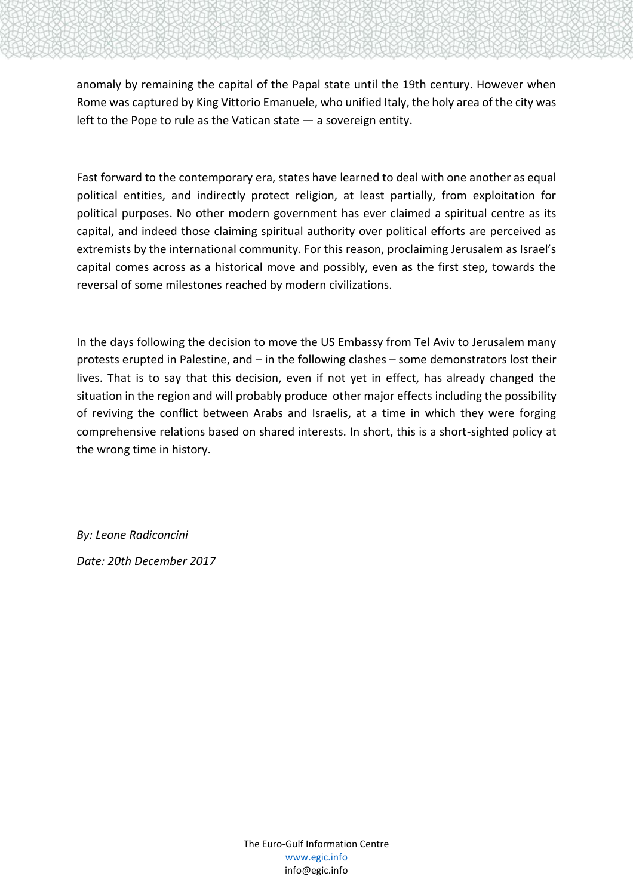anomaly by remaining the capital of the Papal state until the 19th century. However when Rome was captured by King Vittorio Emanuele, who unified Italy, the holy area of the city was left to the Pope to rule as the Vatican state — a sovereign entity.

Fast forward to the contemporary era, states have learned to deal with one another as equal political entities, and indirectly protect religion, at least partially, from exploitation for political purposes. No other modern government has ever claimed a spiritual centre as its capital, and indeed those claiming spiritual authority over political efforts are perceived as extremists by the international community. For this reason, proclaiming Jerusalem as Israel's capital comes across as a historical move and possibly, even as the first step, towards the reversal of some milestones reached by modern civilizations.

In the days following the decision to move the US Embassy from Tel Aviv to Jerusalem many protests erupted in Palestine, and – in the following clashes – some demonstrators lost their lives. That is to say that this decision, even if not yet in effect, has already changed the situation in the region and will probably produce other major effects including the possibility of reviving the conflict between Arabs and Israelis, at a time in which they were forging comprehensive relations based on shared interests. In short, this is a short-sighted policy at the wrong time in history.

*By: Leone Radiconcini*

*Date: 20th December 2017*

The Euro-Gulf Information Centre
www.egic.info
info@egic.info